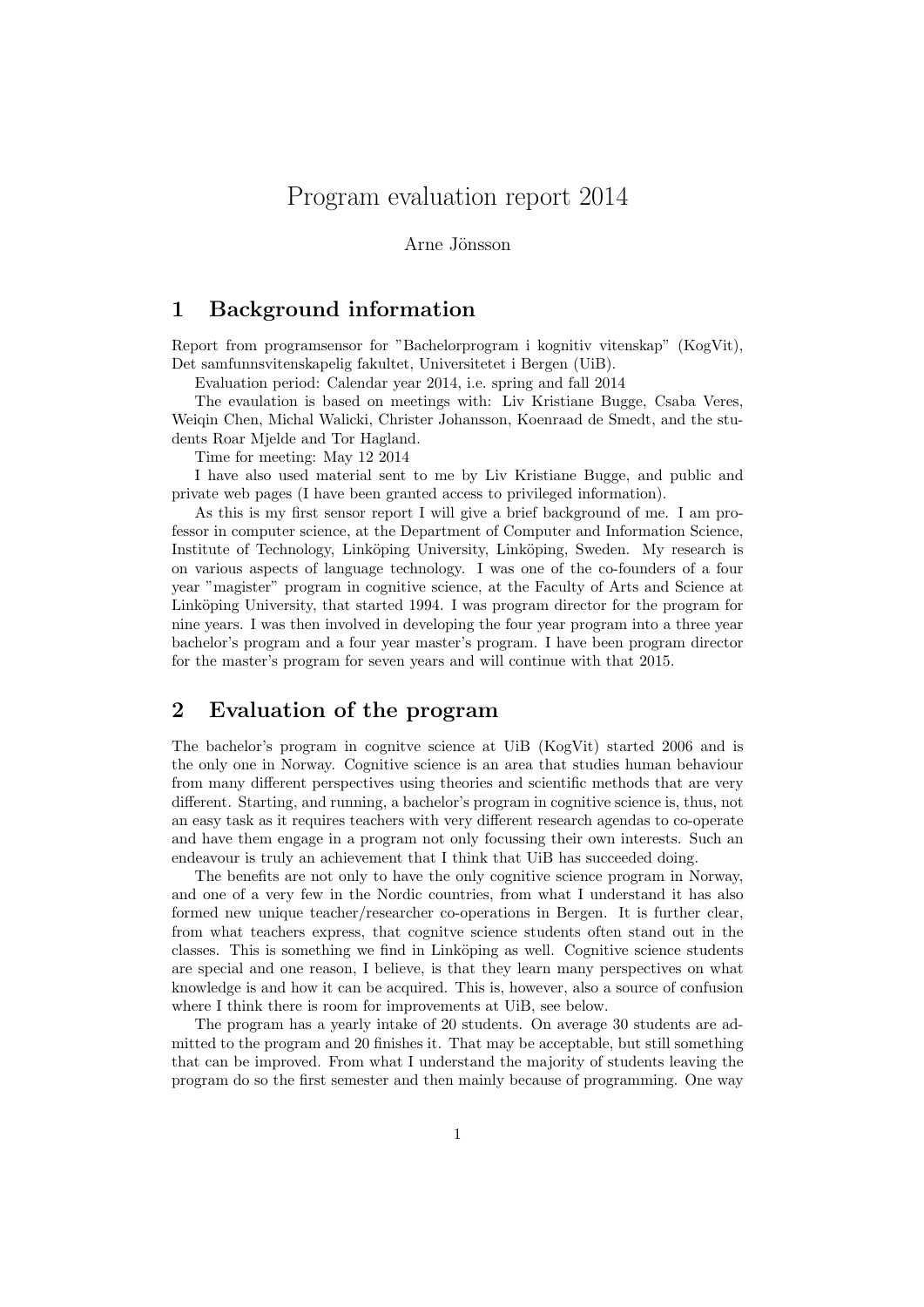# Program evaluation report 2014

Arne Jönsson

## 1 Background information

Report from programsensor for "Bachelorprogram i kognitiv vitenskap" (KogVit), Det samfunnsvitenskapelig fakultet, Universitetet i Bergen (UiB).

Evaluation period: Calendar year 2014, i.e. spring and fall 2014

The evaulation is based on meetings with: Liv Kristiane Bugge, Csaba Veres, Weiqin Chen, Michal Walicki, Christer Johansson, Koenraad de Smedt, and the students Roar Mjelde and Tor Hagland.

Time for meeting: May 12 2014

I have also used material sent to me by Liv Kristiane Bugge, and public and private web pages (I have been granted access to privileged information).

As this is my first sensor report I will give a brief background of me. I am professor in computer science, at the Department of Computer and Information Science, Institute of Technology, Linköping University, Linköping, Sweden. My research is on various aspects of language technology. I was one of the co-founders of a four year "magister" program in cognitive science, at the Faculty of Arts and Science at Linköping University, that started 1994. I was program director for the program for nine years. I was then involved in developing the four year program into a three year bachelor's program and a four year master's program. I have been program director for the master's program for seven years and will continue with that 2015.

## 2 Evaluation of the program

The bachelor's program in cognitve science at UiB (KogVit) started 2006 and is the only one in Norway. Cognitive science is an area that studies human behaviour from many different perspectives using theories and scientific methods that are very different. Starting, and running, a bachelor's program in cognitive science is, thus, not an easy task as it requires teachers with very different research agendas to co-operate and have them engage in a program not only focussing their own interests. Such an endeavour is truly an achievement that I think that UiB has succeeded doing.

The benefits are not only to have the only cognitive science program in Norway, and one of a very few in the Nordic countries, from what I understand it has also formed new unique teacher/researcher co-operations in Bergen. It is further clear, from what teachers express, that cognitve science students often stand out in the classes. This is something we find in Linköping as well. Cognitive science students are special and one reason, I believe, is that they learn many perspectives on what knowledge is and how it can be acquired. This is, however, also a source of confusion where I think there is room for improvements at UiB, see below.

The program has a yearly intake of 20 students. On average 30 students are admitted to the program and 20 finishes it. That may be acceptable, but still something that can be improved. From what I understand the majority of students leaving the program do so the first semester and then mainly because of programming. One way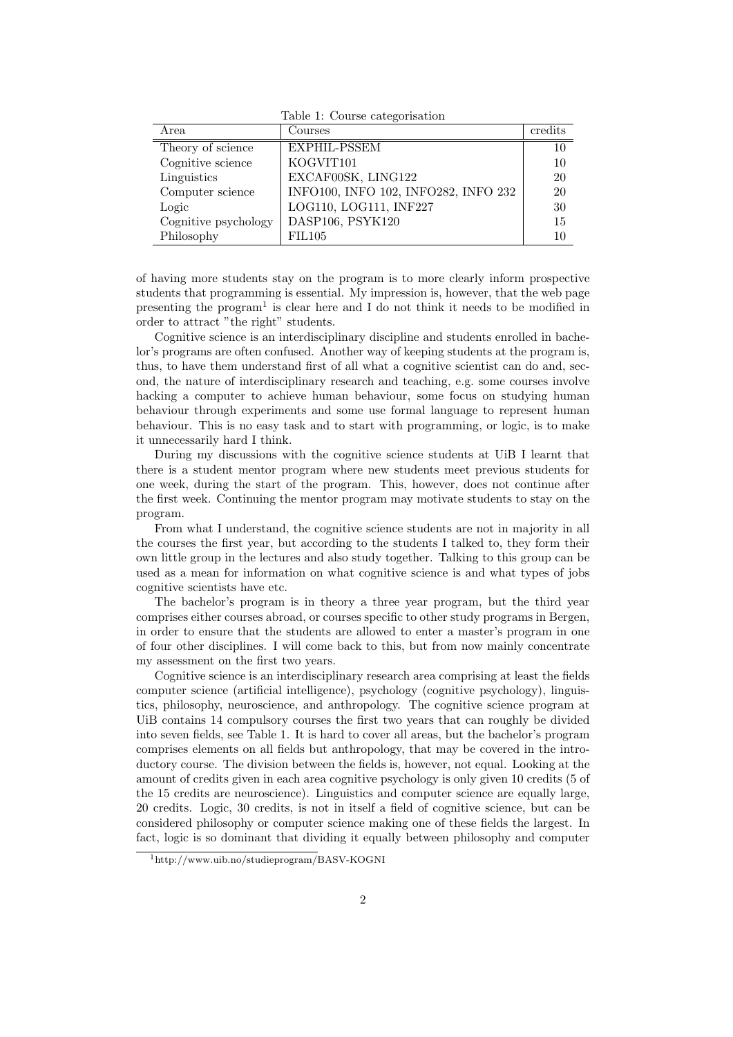Table 1: Course categorisation

| Area | Courses | credits |
|---|---|---|
| Theory of science | EXPHIL-PSSEM | 10 |
| Cognitive science | KOGVIT101 | 10 |
| Linguistics | EXCAF00SK, LING122 | 20 |
| Computer science | INFO100, INFO 102, INFO282, INFO 232 | 20 |
| Logic | LOG110, LOG111, INF227 | 30 |
| Cognitive psychology | DASP106, PSYK120 | 15 |
| Philosophy | FIL105 | 10 |

of having more students stay on the program is to more clearly inform prospective students that programming is essential. My impression is, however, that the web page presenting the program[1] is clear here and I do not think it needs to be modified in order to attract "the right" students.

Cognitive science is an interdisciplinary discipline and students enrolled in bachelor's programs are often confused. Another way of keeping students at the program is, thus, to have them understand first of all what a cognitive scientist can do and, second, the nature of interdisciplinary research and teaching, e.g. some courses involve hacking a computer to achieve human behaviour, some focus on studying human behaviour through experiments and some use formal language to represent human behaviour. This is no easy task and to start with programming, or logic, is to make it unnecessarily hard I think.

During my discussions with the cognitive science students at UiB I learnt that there is a student mentor program where new students meet previous students for one week, during the start of the program. This, however, does not continue after the first week. Continuing the mentor program may motivate students to stay on the program.

From what I understand, the cognitive science students are not in majority in all the courses the first year, but according to the students I talked to, they form their own little group in the lectures and also study together. Talking to this group can be used as a mean for information on what cognitive science is and what types of jobs cognitive scientists have etc.

The bachelor's program is in theory a three year program, but the third year comprises either courses abroad, or courses specific to other study programs in Bergen, in order to ensure that the students are allowed to enter a master's program in one of four other disciplines. I will come back to this, but from now mainly concentrate my assessment on the first two years.

Cognitive science is an interdisciplinary research area comprising at least the fields computer science (artificial intelligence), psychology (cognitive psychology), linguistics, philosophy, neuroscience, and anthropology. The cognitive science program at UiB contains 14 compulsory courses the first two years that can roughly be divided into seven fields, see Table 1. It is hard to cover all areas, but the bachelor's program comprises elements on all fields but anthropology, that may be covered in the introductory course. The division between the fields is, however, not equal. Looking at the amount of credits given in each area cognitive psychology is only given 10 credits (5 of the 15 credits are neuroscience). Linguistics and computer science are equally large, 20 credits. Logic, 30 credits, is not in itself a field of cognitive science, but can be considered philosophy or computer science making one of these fields the largest. In fact, logic is so dominant that dividing it equally between philosophy and computer

[1] http://www.uib.no/studieprogram/BASV-KOGNI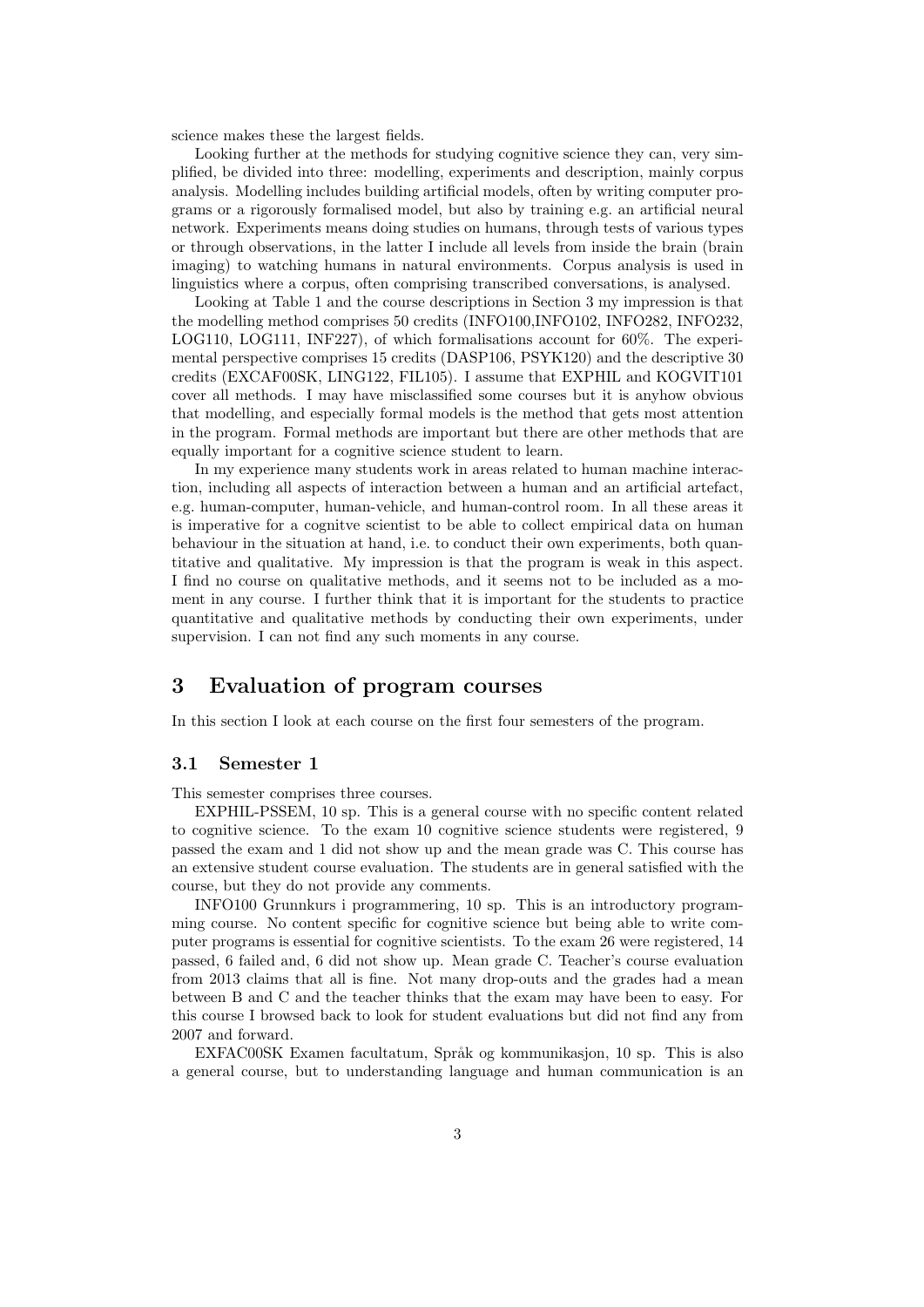science makes these the largest fields.

Looking further at the methods for studying cognitive science they can, very simplified, be divided into three: modelling, experiments and description, mainly corpus analysis. Modelling includes building artificial models, often by writing computer programs or a rigorously formalised model, but also by training e.g. an artificial neural network. Experiments means doing studies on humans, through tests of various types or through observations, in the latter I include all levels from inside the brain (brain imaging) to watching humans in natural environments. Corpus analysis is used in linguistics where a corpus, often comprising transcribed conversations, is analysed.

Looking at Table 1 and the course descriptions in Section 3 my impression is that the modelling method comprises 50 credits (INFO100,INFO102, INFO282, INFO232, LOG110, LOG111, INF227), of which formalisations account for 60%. The experimental perspective comprises 15 credits (DASP106, PSYK120) and the descriptive 30 credits (EXCAF00SK, LING122, FIL105). I assume that EXPHIL and KOGVIT101 cover all methods. I may have misclassified some courses but it is anyhow obvious that modelling, and especially formal models is the method that gets most attention in the program. Formal methods are important but there are other methods that are equally important for a cognitive science student to learn.

In my experience many students work in areas related to human machine interaction, including all aspects of interaction between a human and an artificial artefact, e.g. human-computer, human-vehicle, and human-control room. In all these areas it is imperative for a cognitve scientist to be able to collect empirical data on human behaviour in the situation at hand, i.e. to conduct their own experiments, both quantitative and qualitative. My impression is that the program is weak in this aspect. I find no course on qualitative methods, and it seems not to be included as a moment in any course. I further think that it is important for the students to practice quantitative and qualitative methods by conducting their own experiments, under supervision. I can not find any such moments in any course.

## 3 Evaluation of program courses

In this section I look at each course on the first four semesters of the program.

### 3.1 Semester 1

This semester comprises three courses.

EXPHIL-PSSEM, 10 sp. This is a general course with no specific content related to cognitive science. To the exam 10 cognitive science students were registered, 9 passed the exam and 1 did not show up and the mean grade was C. This course has an extensive student course evaluation. The students are in general satisfied with the course, but they do not provide any comments.

INFO100 Grunnkurs i programmering, 10 sp. This is an introductory programming course. No content specific for cognitive science but being able to write computer programs is essential for cognitive scientists. To the exam 26 were registered, 14 passed, 6 failed and, 6 did not show up. Mean grade C. Teacher's course evaluation from 2013 claims that all is fine. Not many drop-outs and the grades had a mean between B and C and the teacher thinks that the exam may have been to easy. For this course I browsed back to look for student evaluations but did not find any from 2007 and forward.

EXFAC00SK Examen facultatum, Språk og kommunikasjon, 10 sp. This is also a general course, but to understanding language and human communication is an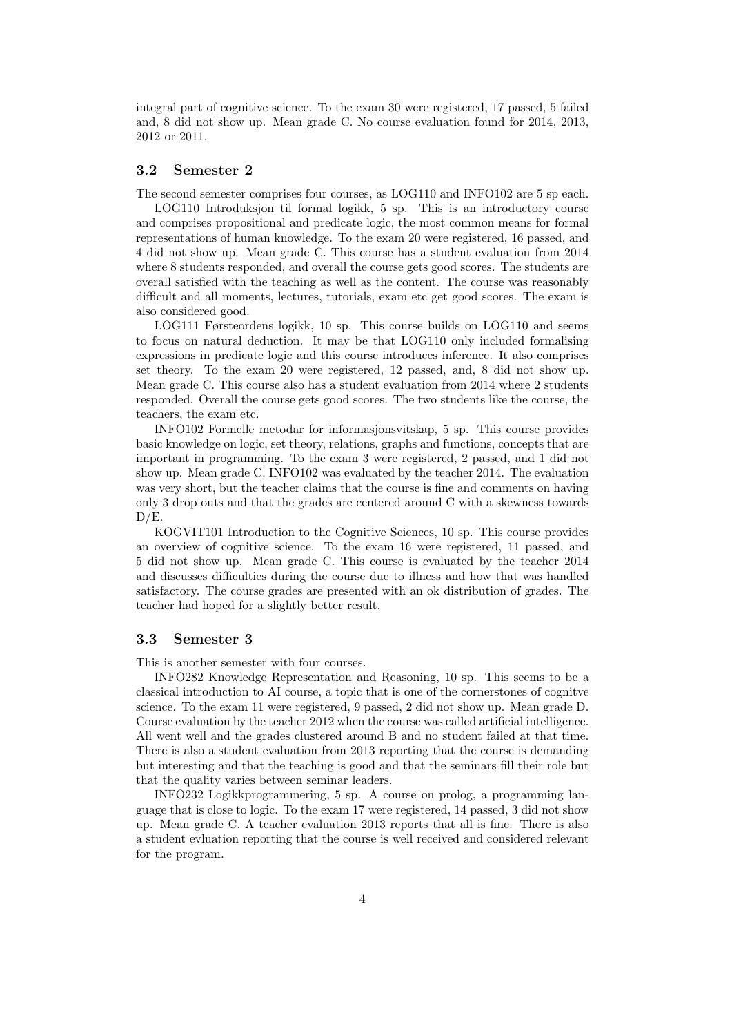integral part of cognitive science. To the exam 30 were registered, 17 passed, 5 failed and, 8 did not show up. Mean grade C. No course evaluation found for 2014, 2013, 2012 or 2011.

### 3.2 Semester 2

The second semester comprises four courses, as LOG110 and INFO102 are 5 sp each.

LOG110 Introduksjon til formal logikk, 5 sp. This is an introductory course and comprises propositional and predicate logic, the most common means for formal representations of human knowledge. To the exam 20 were registered, 16 passed, and 4 did not show up. Mean grade C. This course has a student evaluation from 2014 where 8 students responded, and overall the course gets good scores. The students are overall satisfied with the teaching as well as the content. The course was reasonably difficult and all moments, lectures, tutorials, exam etc get good scores. The exam is also considered good.

LOG111 Førsteordens logikk, 10 sp. This course builds on LOG110 and seems to focus on natural deduction. It may be that LOG110 only included formalising expressions in predicate logic and this course introduces inference. It also comprises set theory. To the exam 20 were registered, 12 passed, and, 8 did not show up. Mean grade C. This course also has a student evaluation from 2014 where 2 students responded. Overall the course gets good scores. The two students like the course, the teachers, the exam etc.

INFO102 Formelle metodar for informasjonsvitskap, 5 sp. This course provides basic knowledge on logic, set theory, relations, graphs and functions, concepts that are important in programming. To the exam 3 were registered, 2 passed, and 1 did not show up. Mean grade C. INFO102 was evaluated by the teacher 2014. The evaluation was very short, but the teacher claims that the course is fine and comments on having only 3 drop outs and that the grades are centered around C with a skewness towards D/E.

KOGVIT101 Introduction to the Cognitive Sciences, 10 sp. This course provides an overview of cognitive science. To the exam 16 were registered, 11 passed, and 5 did not show up. Mean grade C. This course is evaluated by the teacher 2014 and discusses difficulties during the course due to illness and how that was handled satisfactory. The course grades are presented with an ok distribution of grades. The teacher had hoped for a slightly better result.

### 3.3 Semester 3

This is another semester with four courses.

INFO282 Knowledge Representation and Reasoning, 10 sp. This seems to be a classical introduction to AI course, a topic that is one of the cornerstones of cognitve science. To the exam 11 were registered, 9 passed, 2 did not show up. Mean grade D. Course evaluation by the teacher 2012 when the course was called artificial intelligence. All went well and the grades clustered around B and no student failed at that time. There is also a student evaluation from 2013 reporting that the course is demanding but interesting and that the teaching is good and that the seminars fill their role but that the quality varies between seminar leaders.

INFO232 Logikkprogrammering, 5 sp. A course on prolog, a programming language that is close to logic. To the exam 17 were registered, 14 passed, 3 did not show up. Mean grade C. A teacher evaluation 2013 reports that all is fine. There is also a student evluation reporting that the course is well received and considered relevant for the program.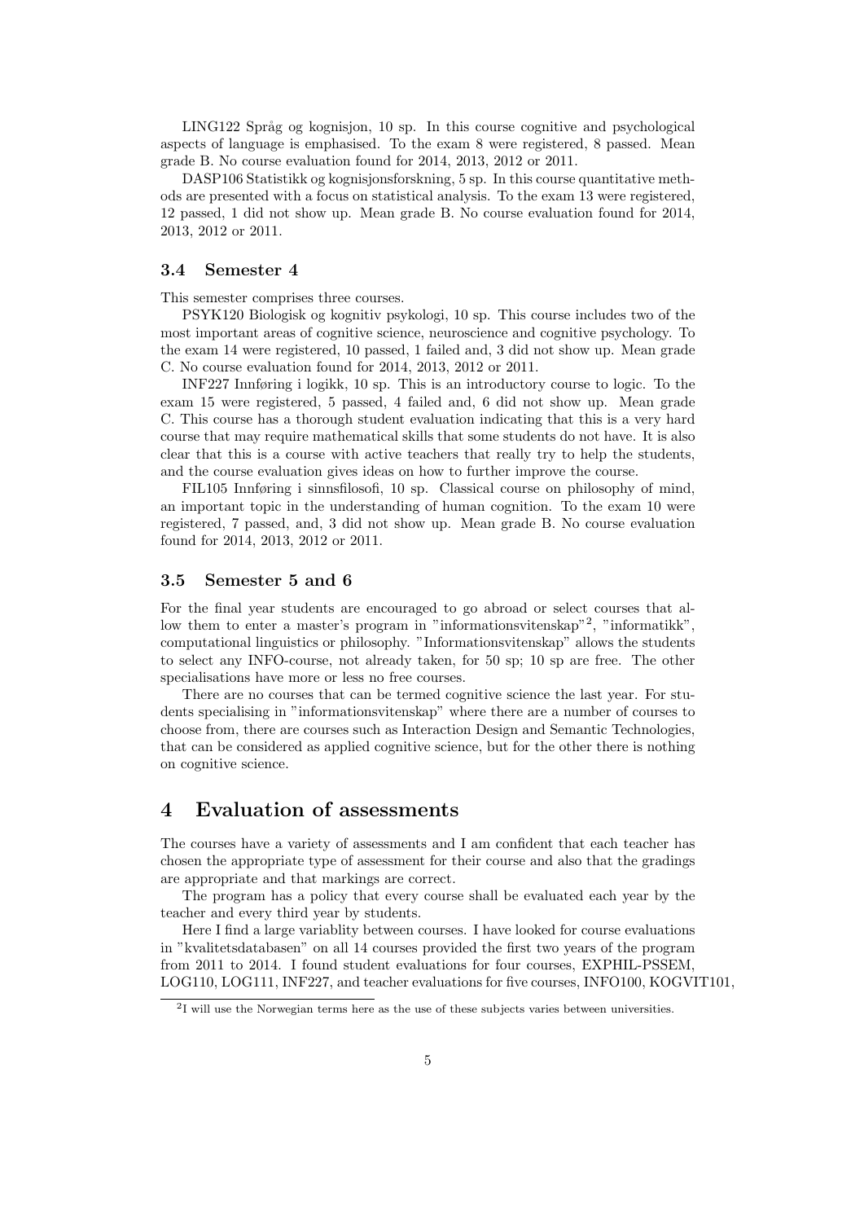LING122 Språg og kognisjon, 10 sp. In this course cognitive and psychological aspects of language is emphasised. To the exam 8 were registered, 8 passed. Mean grade B. No course evaluation found for 2014, 2013, 2012 or 2011.

DASP106 Statistikk og kognisjonsforskning, 5 sp. In this course quantitative methods are presented with a focus on statistical analysis. To the exam 13 were registered, 12 passed, 1 did not show up. Mean grade B. No course evaluation found for 2014, 2013, 2012 or 2011.

### 3.4 Semester 4

This semester comprises three courses.

PSYK120 Biologisk og kognitiv psykologi, 10 sp. This course includes two of the most important areas of cognitive science, neuroscience and cognitive psychology. To the exam 14 were registered, 10 passed, 1 failed and, 3 did not show up. Mean grade C. No course evaluation found for 2014, 2013, 2012 or 2011.

INF227 Innføring i logikk, 10 sp. This is an introductory course to logic. To the exam 15 were registered, 5 passed, 4 failed and, 6 did not show up. Mean grade C. This course has a thorough student evaluation indicating that this is a very hard course that may require mathematical skills that some students do not have. It is also clear that this is a course with active teachers that really try to help the students, and the course evaluation gives ideas on how to further improve the course.

FIL105 Innføring i sinnsfilosofi, 10 sp. Classical course on philosophy of mind, an important topic in the understanding of human cognition. To the exam 10 were registered, 7 passed, and, 3 did not show up. Mean grade B. No course evaluation found for 2014, 2013, 2012 or 2011.

### 3.5 Semester 5 and 6

For the final year students are encouraged to go abroad or select courses that allow them to enter a master's program in "informationsvitenskap"[2], "informatikk", computational linguistics or philosophy. "Informationsvitenskap" allows the students to select any INFO-course, not already taken, for 50 sp; 10 sp are free. The other specialisations have more or less no free courses.

There are no courses that can be termed cognitive science the last year. For students specialising in "informationsvitenskap" where there are a number of courses to choose from, there are courses such as Interaction Design and Semantic Technologies, that can be considered as applied cognitive science, but for the other there is nothing on cognitive science.

## 4 Evaluation of assessments

The courses have a variety of assessments and I am confident that each teacher has chosen the appropriate type of assessment for their course and also that the gradings are appropriate and that markings are correct.

The program has a policy that every course shall be evaluated each year by the teacher and every third year by students.

Here I find a large variablity between courses. I have looked for course evaluations in "kvalitetsdatabasen" on all 14 courses provided the first two years of the program from 2011 to 2014. I found student evaluations for four courses, EXPHIL-PSSEM, LOG110, LOG111, INF227, and teacher evaluations for five courses, INFO100, KOGVIT101,

[2] I will use the Norwegian terms here as the use of these subjects varies between universities.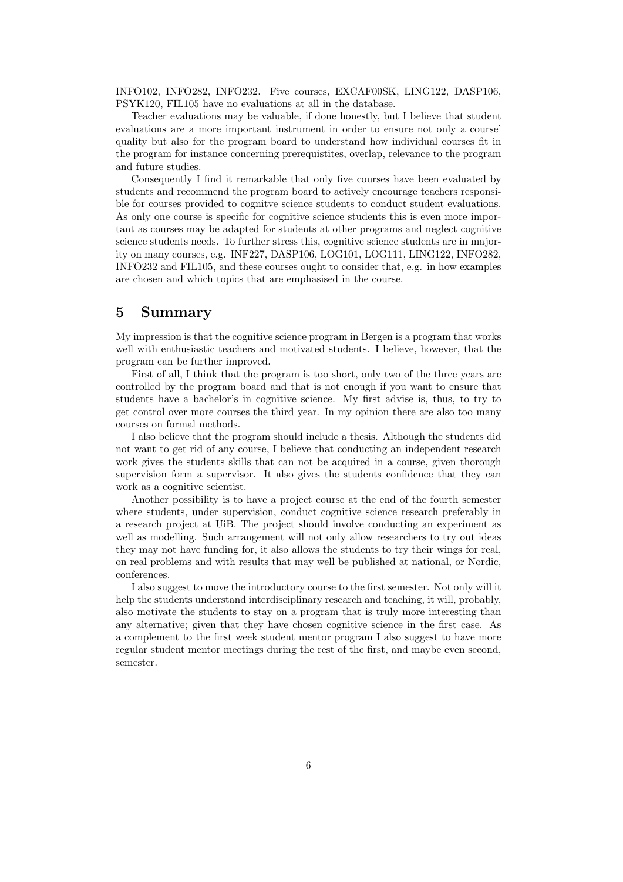INFO102, INFO282, INFO232. Five courses, EXCAF00SK, LING122, DASP106, PSYK120, FIL105 have no evaluations at all in the database.

Teacher evaluations may be valuable, if done honestly, but I believe that student evaluations are a more important instrument in order to ensure not only a course' quality but also for the program board to understand how individual courses fit in the program for instance concerning prerequistites, overlap, relevance to the program and future studies.

Consequently I find it remarkable that only five courses have been evaluated by students and recommend the program board to actively encourage teachers responsible for courses provided to cognitve science students to conduct student evaluations. As only one course is specific for cognitive science students this is even more important as courses may be adapted for students at other programs and neglect cognitive science students needs. To further stress this, cognitive science students are in majority on many courses, e.g. INF227, DASP106, LOG101, LOG111, LING122, INFO282, INFO232 and FIL105, and these courses ought to consider that, e.g. in how examples are chosen and which topics that are emphasised in the course.

## 5 Summary

My impression is that the cognitive science program in Bergen is a program that works well with enthusiastic teachers and motivated students. I believe, however, that the program can be further improved.

First of all, I think that the program is too short, only two of the three years are controlled by the program board and that is not enough if you want to ensure that students have a bachelor's in cognitive science. My first advise is, thus, to try to get control over more courses the third year. In my opinion there are also too many courses on formal methods.

I also believe that the program should include a thesis. Although the students did not want to get rid of any course, I believe that conducting an independent research work gives the students skills that can not be acquired in a course, given thorough supervision form a supervisor. It also gives the students confidence that they can work as a cognitive scientist.

Another possibility is to have a project course at the end of the fourth semester where students, under supervision, conduct cognitive science research preferably in a research project at UiB. The project should involve conducting an experiment as well as modelling. Such arrangement will not only allow researchers to try out ideas they may not have funding for, it also allows the students to try their wings for real, on real problems and with results that may well be published at national, or Nordic, conferences.

I also suggest to move the introductory course to the first semester. Not only will it help the students understand interdisciplinary research and teaching, it will, probably, also motivate the students to stay on a program that is truly more interesting than any alternative; given that they have chosen cognitive science in the first case. As a complement to the first week student mentor program I also suggest to have more regular student mentor meetings during the rest of the first, and maybe even second, semester.